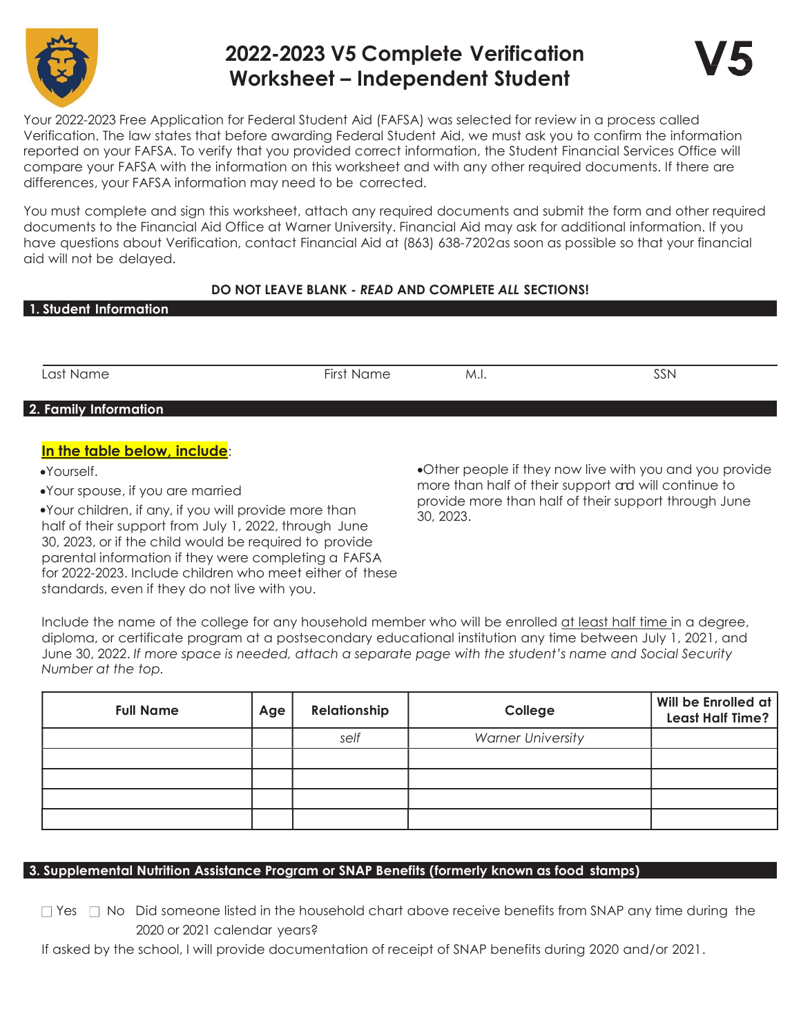# 2022-2023 V5 Complete Verification Worksheet – Independent Student

**V5**

Your 2022-2023 Free Application for Federal Student Aid (FAFSA) was selected for review in a process called Verification. The law states that before awarding Federal Student Aid, we must ask you to confirm the information reported on your FAFSA. To verify that you provided correct information, the Student Financial Services Office will compare your FAFSA with the information on this worksheet and with any other required documents. If there are differences, your FAFSA information may need to be corrected.

You must complete and sign this worksheet, attach any required documents and submit the form and other required documents to the Financial Aid Office at Warner University. Financial Aid may ask for additional information. If you have questions about Verification, contact Financial Aid at (863) 638-7202as soon as possible so that your financial aid will not be delayed.

**DO NOT LEAVE BLANK - *READ* AND COMPLETE *ALL* SECTIONS!**

## 1. Student Information

| Last Name | First Name | M.I. | SSN |
|---|---|---|---|
| | | | |

## 2. Family Information

**In the table below, include**:

- Yourself.
- Your spouse, if you are married
- Your children, if any, if you will provide more than half of their support from July 1, 2022, through June 30, 2023, or if the child would be required to provide parental information if they were completing a FAFSA for 2022-2023. Include children who meet either of these standards, even if they do not live with you.
- Other people if they now live with you and you provide more than half of their support and will continue to provide more than half of their support through June 30, 2023.

Include the name of the college for any household member who will be enrolled at least half time in a degree, diploma, or certificate program at a postsecondary educational institution any time between July 1, 2021, and June 30, 2022. *If more space is needed, attach a separate page with the student's name and Social Security Number at the top.*

| Full Name | Age | Relationship | College | Will be Enrolled at Least Half Time? |
|---|---|---|---|---|
| | | *self* | *Warner University* | |
| | | | | |
| | | | | |
| | | | | |
| | | | | |

## 3. Supplemental Nutrition Assistance Program or SNAP Benefits (formerly known as food stamps)

☐ Yes ☐ No Did someone listed in the household chart above receive benefits from SNAP any time during the 2020 or 2021 calendar years?

If asked by the school, I will provide documentation of receipt of SNAP benefits during 2020 and/or 2021.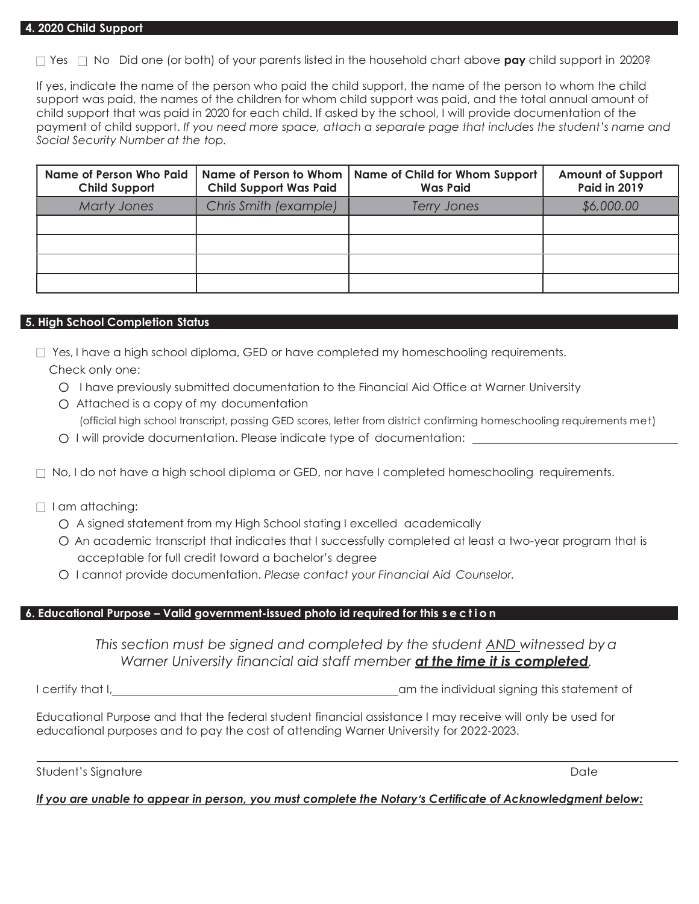## 4. 2020 Child Support

☐ Yes ☐ No Did one (or both) of your parents listed in the household chart above **pay** child support in 2020?

If yes, indicate the name of the person who paid the child support, the name of the person to whom the child support was paid, the names of the children for whom child support was paid, and the total annual amount of child support that was paid in 2020 for each child. If asked by the school, I will provide documentation of the payment of child support. *If you need more space, attach a separate page that includes the student's name and Social Security Number at the top.*

| Name of Person Who Paid Child Support | Name of Person to Whom Child Support Was Paid | Name of Child for Whom Support Was Paid | Amount of Support Paid in 2019 |
|---|---|---|---|
| *Marty Jones* | *Chris Smith (example)* | *Terry Jones* | *$6,000.00* |
| | | | |
| | | | |
| | | | |
| | | | |

## 5. High School Completion Status

☐ Yes, I have a high school diploma, GED or have completed my homeschooling requirements.
Check only one:

- ○ I have previously submitted documentation to the Financial Aid Office at Warner University
- ○ Attached is a copy of my documentation
  (official high school transcript, passing GED scores, letter from district confirming homeschooling requirements met)
- ○ I will provide documentation. Please indicate type of documentation: ______________________

☐ No, I do not have a high school diploma or GED, nor have I completed homeschooling requirements.

☐ I am attaching:

- ○ A signed statement from my High School stating I excelled academically
- ○ An academic transcript that indicates that I successfully completed at least a two-year program that is acceptable for full credit toward a bachelor's degree
- ○ I cannot provide documentation. *Please contact your Financial Aid Counselor.*

## 6. Educational Purpose – Valid government-issued photo id required for this section

*This section must be signed and completed by the student AND witnessed by a Warner University financial aid staff member* ***at the time it is completed****.*

I certify that I, ______________________________________ am the individual signing this statement of

Educational Purpose and that the federal student financial assistance I may receive will only be used for educational purposes and to pay the cost of attending Warner University for 2022-2023.

______________________________________________________________________

Student's Signature Date

***If you are unable to appear in person, you must complete the Notary's Certificate of Acknowledgment below:***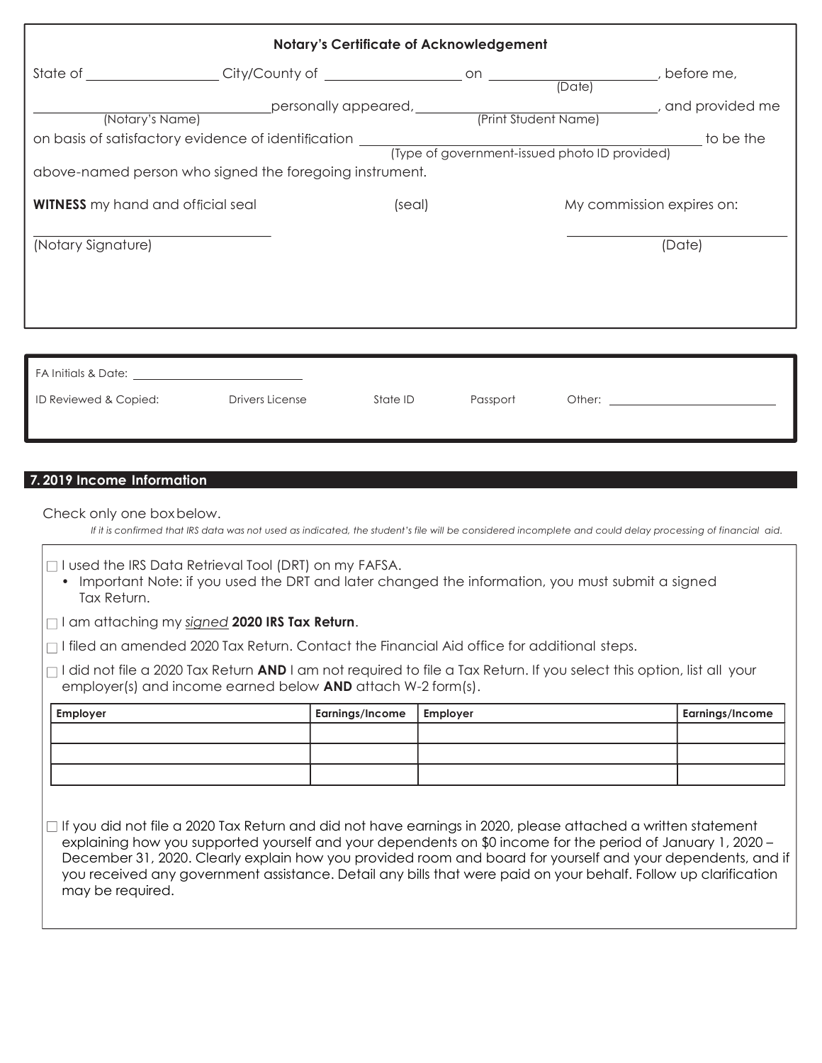### Notary's Certificate of Acknowledgement

State of ________________ City/County of ________________ on ____________________ (Date), before me,

________________________ (Notary's Name) personally appeared, ________________________ (Print Student Name), and provided me on basis of satisfactory evidence of identification ________________________ (Type of government-issued photo ID provided) to be the above-named person who signed the foregoing instrument.

**WITNESS** my hand and official seal (seal) My commission expires on:

________________________ (Notary Signature)

________________________ (Date)

---

FA Initials & Date: ____________________

ID Reviewed & Copied: Drivers License State ID Passport Other: ____________________

---

## 7. 2019 Income Information

Check only one box below.

*If it is confirmed that IRS data was not used as indicated, the student's file will be considered incomplete and could delay processing of financial aid.*

- ☐ I used the IRS Data Retrieval Tool (DRT) on my FAFSA.
  - Important Note: if you used the DRT and later changed the information, you must submit a signed Tax Return.
- ☐ I am attaching my *signed* **2020 IRS Tax Return**.
- ☐ I filed an amended 2020 Tax Return. Contact the Financial Aid office for additional steps.
- ☐ I did not file a 2020 Tax Return **AND** I am not required to file a Tax Return. If you select this option, list all your employer(s) and income earned below **AND** attach W-2 form(s).

| Employer | Earnings/Income | Employer | Earnings/Income |
|---|---|---|---|
| | | | |
| | | | |
| | | | |

- ☐ If you did not file a 2020 Tax Return and did not have earnings in 2020, please attached a written statement explaining how you supported yourself and your dependents on $0 income for the period of January 1, 2020 – December 31, 2020. Clearly explain how you provided room and board for yourself and your dependents, and if you received any government assistance. Detail any bills that were paid on your behalf. Follow up clarification may be required.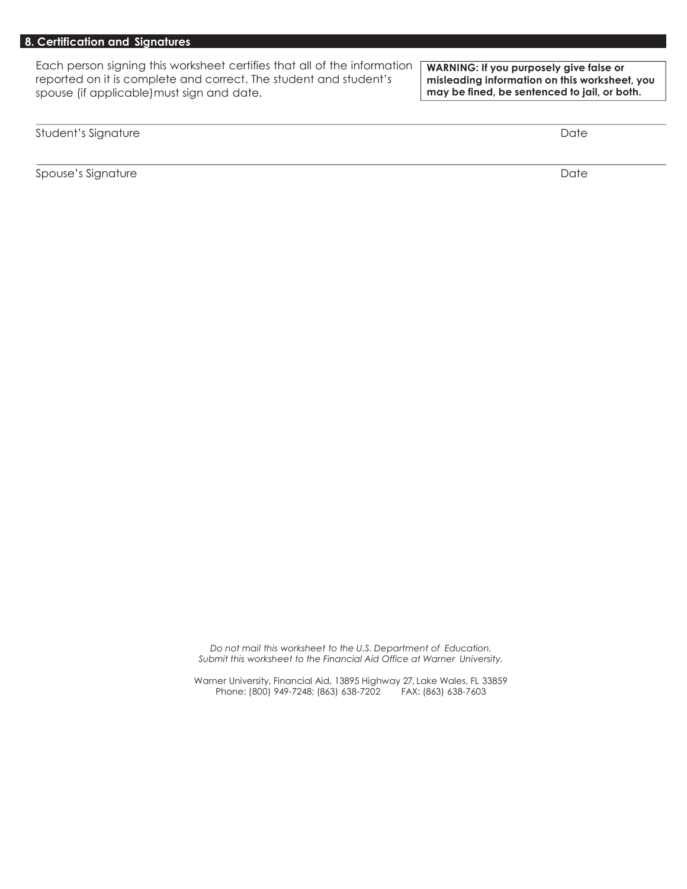## 8. Certification and Signatures

Each person signing this worksheet certifies that all of the information reported on it is complete and correct. The student and student's spouse (if applicable) must sign and date.

**WARNING: If you purposely give false or misleading information on this worksheet, you may be fined, be sentenced to jail, or both.**

Student's Signature Date

Spouse's Signature Date

*Do not mail this worksheet to the U.S. Department of Education.*
*Submit this worksheet to the Financial Aid Office at Warner University.*

Warner University, Financial Aid, 13895 Highway 27, Lake Wales, FL 33859
Phone: (800) 949-7248; (863) 638-7202 FAX: (863) 638-7603